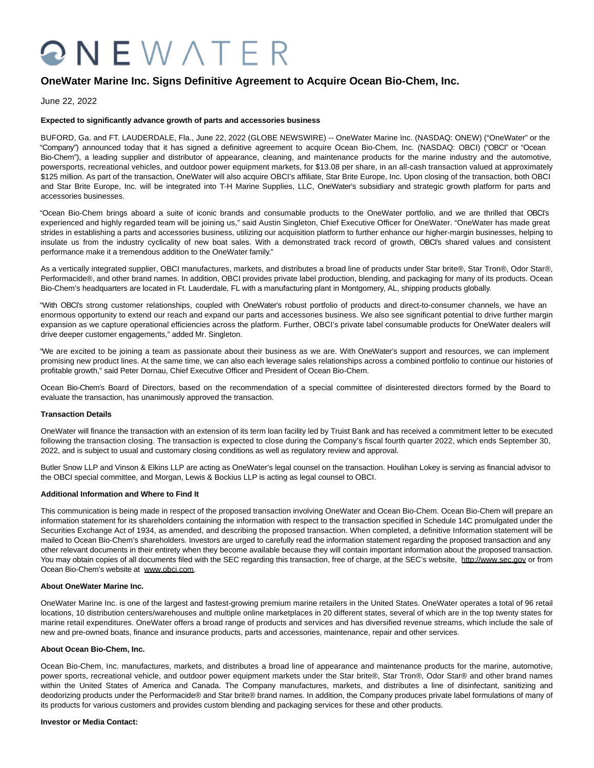# ONEWATER

## OneWater Marine Inc. Signs Definitive Agreement to Acquire Ocean Bio-Chem, Inc.

June 22, 2022

**Expected to significantly advance growth of parts and accessories business**

BUFORD, Ga. and FT. LAUDERDALE, Fla., June 22, 2022 (GLOBE NEWSWIRE) -- OneWater Marine Inc. (NASDAQ: ONEW) ("OneWater" or the "Company") announced today that it has signed a definitive agreement to acquire Ocean Bio-Chem, Inc. (NASDAQ: OBCI) ("OBCI" or "Ocean Bio-Chem"), a leading supplier and distributor of appearance, cleaning, and maintenance products for the marine industry and the automotive, powersports, recreational vehicles, and outdoor power equipment markets, for $13.08 per share, in an all-cash transaction valued at approximately $125 million. As part of the transaction, OneWater will also acquire OBCI's affiliate, Star Brite Europe, Inc. Upon closing of the transaction, both OBCI and Star Brite Europe, Inc. will be integrated into T-H Marine Supplies, LLC, OneWater's subsidiary and strategic growth platform for parts and accessories businesses.

"Ocean Bio-Chem brings aboard a suite of iconic brands and consumable products to the OneWater portfolio, and we are thrilled that OBCI's experienced and highly regarded team will be joining us," said Austin Singleton, Chief Executive Officer for OneWater. "OneWater has made great strides in establishing a parts and accessories business, utilizing our acquisition platform to further enhance our higher-margin businesses, helping to insulate us from the industry cyclicality of new boat sales. With a demonstrated track record of growth, OBCI's shared values and consistent performance make it a tremendous addition to the OneWater family."

As a vertically integrated supplier, OBCI manufactures, markets, and distributes a broad line of products under Star brite®, Star Tron®, Odor Star®, Performacide®, and other brand names. In addition, OBCI provides private label production, blending, and packaging for many of its products. Ocean Bio-Chem's headquarters are located in Ft. Lauderdale, FL with a manufacturing plant in Montgomery, AL, shipping products globally.

"With OBCI's strong customer relationships, coupled with OneWater's robust portfolio of products and direct-to-consumer channels, we have an enormous opportunity to extend our reach and expand our parts and accessories business. We also see significant potential to drive further margin expansion as we capture operational efficiencies across the platform. Further, OBCI's private label consumable products for OneWater dealers will drive deeper customer engagements," added Mr. Singleton.

"We are excited to be joining a team as passionate about their business as we are. With OneWater's support and resources, we can implement promising new product lines. At the same time, we can also each leverage sales relationships across a combined portfolio to continue our histories of profitable growth," said Peter Dornau, Chief Executive Officer and President of Ocean Bio-Chem.

Ocean Bio-Chem's Board of Directors, based on the recommendation of a special committee of disinterested directors formed by the Board to evaluate the transaction, has unanimously approved the transaction.

**Transaction Details**

OneWater will finance the transaction with an extension of its term loan facility led by Truist Bank and has received a commitment letter to be executed following the transaction closing. The transaction is expected to close during the Company's fiscal fourth quarter 2022, which ends September 30, 2022, and is subject to usual and customary closing conditions as well as regulatory review and approval.

Butler Snow LLP and Vinson & Elkins LLP are acting as OneWater's legal counsel on the transaction. Houlihan Lokey is serving as financial advisor to the OBCI special committee, and Morgan, Lewis & Bockius LLP is acting as legal counsel to OBCI.

**Additional Information and Where to Find It**

This communication is being made in respect of the proposed transaction involving OneWater and Ocean Bio-Chem. Ocean Bio-Chem will prepare an information statement for its shareholders containing the information with respect to the transaction specified in Schedule 14C promulgated under the Securities Exchange Act of 1934, as amended, and describing the proposed transaction. When completed, a definitive Information statement will be mailed to Ocean Bio-Chem's shareholders. Investors are urged to carefully read the information statement regarding the proposed transaction and any other relevant documents in their entirety when they become available because they will contain important information about the proposed transaction. You may obtain copies of all documents filed with the SEC regarding this transaction, free of charge, at the SEC's website, http://www.sec.gov or from Ocean Bio-Chem's website at www.obci.com.

**About OneWater Marine Inc.**

OneWater Marine Inc. is one of the largest and fastest-growing premium marine retailers in the United States. OneWater operates a total of 96 retail locations, 10 distribution centers/warehouses and multiple online marketplaces in 20 different states, several of which are in the top twenty states for marine retail expenditures. OneWater offers a broad range of products and services and has diversified revenue streams, which include the sale of new and pre-owned boats, finance and insurance products, parts and accessories, maintenance, repair and other services.

**About Ocean Bio-Chem, Inc.**

Ocean Bio-Chem, Inc. manufactures, markets, and distributes a broad line of appearance and maintenance products for the marine, automotive, power sports, recreational vehicle, and outdoor power equipment markets under the Star brite®, Star Tron®, Odor Star® and other brand names within the United States of America and Canada. The Company manufactures, markets, and distributes a line of disinfectant, sanitizing and deodorizing products under the Performacide® and Star brite® brand names. In addition, the Company produces private label formulations of many of its products for various customers and provides custom blending and packaging services for these and other products.

**Investor or Media Contact:**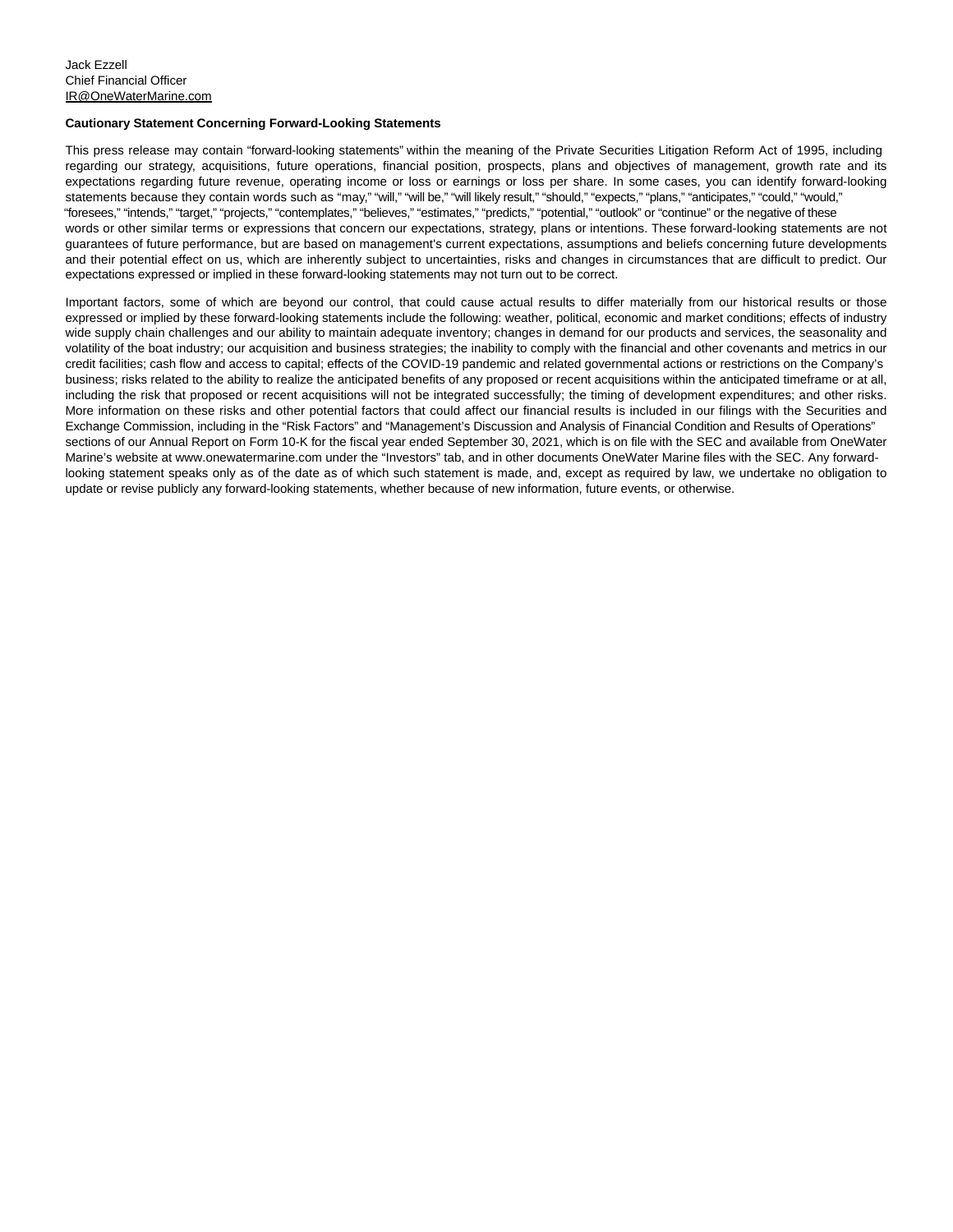Jack Ezzell
Chief Financial Officer
IR@OneWaterMarine.com

**Cautionary Statement Concerning Forward-Looking Statements**

This press release may contain "forward-looking statements" within the meaning of the Private Securities Litigation Reform Act of 1995, including regarding our strategy, acquisitions, future operations, financial position, prospects, plans and objectives of management, growth rate and its expectations regarding future revenue, operating income or loss or earnings or loss per share. In some cases, you can identify forward-looking statements because they contain words such as "may," "will," "will be," "will likely result," "should," "expects," "plans," "anticipates," "could," "would," "foresees," "intends," "target," "projects," "contemplates," "believes," "estimates," "predicts," "potential," "outlook" or "continue" or the negative of these words or other similar terms or expressions that concern our expectations, strategy, plans or intentions. These forward-looking statements are not guarantees of future performance, but are based on management's current expectations, assumptions and beliefs concerning future developments and their potential effect on us, which are inherently subject to uncertainties, risks and changes in circumstances that are difficult to predict. Our expectations expressed or implied in these forward-looking statements may not turn out to be correct.

Important factors, some of which are beyond our control, that could cause actual results to differ materially from our historical results or those expressed or implied by these forward-looking statements include the following: weather, political, economic and market conditions; effects of industry wide supply chain challenges and our ability to maintain adequate inventory; changes in demand for our products and services, the seasonality and volatility of the boat industry; our acquisition and business strategies; the inability to comply with the financial and other covenants and metrics in our credit facilities; cash flow and access to capital; effects of the COVID-19 pandemic and related governmental actions or restrictions on the Company's business; risks related to the ability to realize the anticipated benefits of any proposed or recent acquisitions within the anticipated timeframe or at all, including the risk that proposed or recent acquisitions will not be integrated successfully; the timing of development expenditures; and other risks. More information on these risks and other potential factors that could affect our financial results is included in our filings with the Securities and Exchange Commission, including in the "Risk Factors" and "Management's Discussion and Analysis of Financial Condition and Results of Operations" sections of our Annual Report on Form 10-K for the fiscal year ended September 30, 2021, which is on file with the SEC and available from OneWater Marine's website at www.onewatermarine.com under the "Investors" tab, and in other documents OneWater Marine files with the SEC. Any forward-looking statement speaks only as of the date as of which such statement is made, and, except as required by law, we undertake no obligation to update or revise publicly any forward-looking statements, whether because of new information, future events, or otherwise.